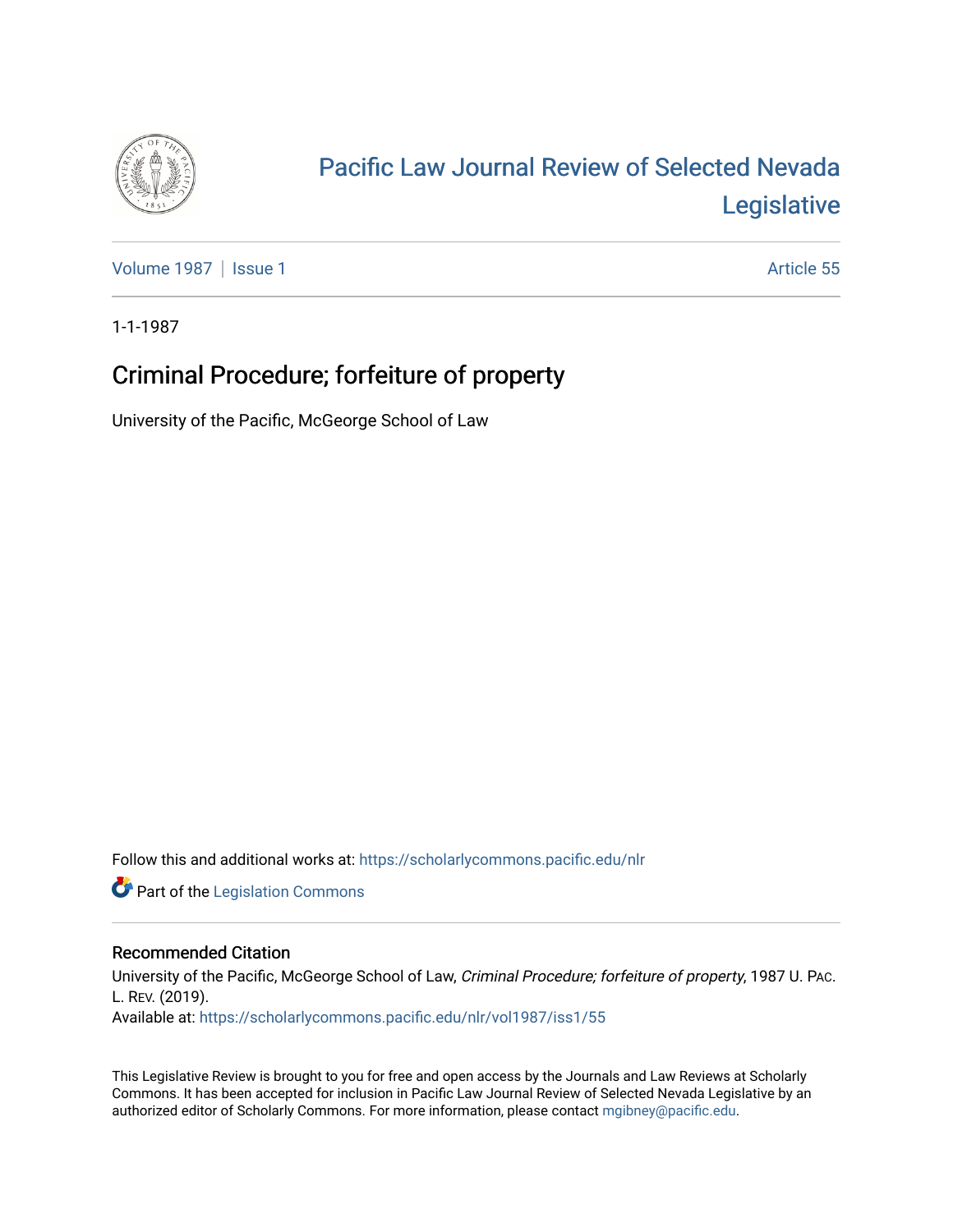# Pacific Law Journal Review of Selected Nevada Legislative

Volume 1987 | Issue 1 | Article 55

1-1-1987

## Criminal Procedure; forfeiture of property

University of the Pacific, McGeorge School of Law

Follow this and additional works at: https://scholarlycommons.pacific.edu/nlr

Part of the Legislation Commons

### Recommended Citation

University of the Pacific, McGeorge School of Law, *Criminal Procedure; forfeiture of property*, 1987 U. Pac. L. Rev. (2019).
Available at: https://scholarlycommons.pacific.edu/nlr/vol1987/iss1/55

This Legislative Review is brought to you for free and open access by the Journals and Law Reviews at Scholarly Commons. It has been accepted for inclusion in Pacific Law Journal Review of Selected Nevada Legislative by an authorized editor of Scholarly Commons. For more information, please contact mgibney@pacific.edu.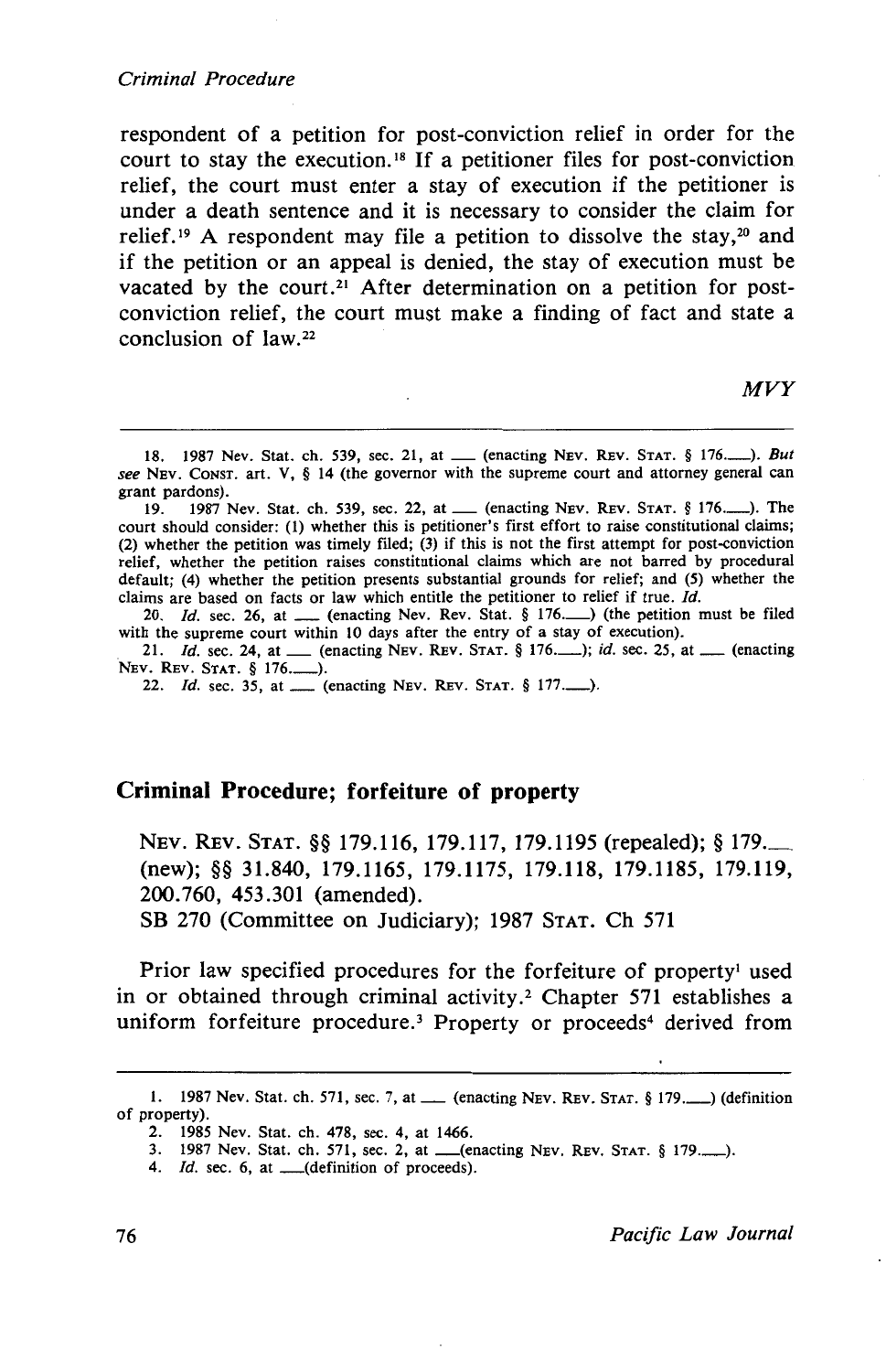respondent of a petition for post-conviction relief in order for the court to stay the execution.[18] If a petitioner files for post-conviction relief, the court must enter a stay of execution if the petitioner is under a death sentence and it is necessary to consider the claim for relief.[19] A respondent may file a petition to dissolve the stay,[20] and if the petition or an appeal is denied, the stay of execution must be vacated by the court.[21] After determination on a petition for post-conviction relief, the court must make a finding of fact and state a conclusion of law.[22]

*MVY*

---

18. 1987 Nev. Stat. ch. 539, sec. 21, at ___ (enacting NEV. REV. STAT. § 176.___). *But see* NEV. CONST. art. V, § 14 (the governor with the supreme court and attorney general can grant pardons).

19. 1987 Nev. Stat. ch. 539, sec. 22, at ___ (enacting NEV. REV. STAT. § 176.___). The court should consider: (1) whether this is petitioner's first effort to raise constitutional claims; (2) whether the petition was timely filed; (3) if this is not the first attempt for post-conviction relief, whether the petition raises constitutional claims which are not barred by procedural default; (4) whether the petition presents substantial grounds for relief; and (5) whether the claims are based on facts or law which entitle the petitioner to relief if true. *Id.*

20. *Id.* sec. 26, at ___ (enacting Nev. Rev. Stat. § 176.___) (the petition must be filed with the supreme court within 10 days after the entry of a stay of execution).

21. *Id.* sec. 24, at ___ (enacting NEV. REV. STAT. § 176.___); *id.* sec. 25, at ___ (enacting NEV. REV. STAT. § 176.___).

22. *Id.* sec. 35, at ___ (enacting NEV. REV. STAT. § 177.___).

## Criminal Procedure; forfeiture of property

NEV. REV. STAT. §§ 179.116, 179.117, 179.1195 (repealed); § 179.___ (new); §§ 31.840, 179.1165, 179.1175, 179.118, 179.1185, 179.119, 200.760, 453.301 (amended).
SB 270 (Committee on Judiciary); 1987 STAT. Ch 571

Prior law specified procedures for the forfeiture of property[1] used in or obtained through criminal activity.[2] Chapter 571 establishes a uniform forfeiture procedure.[3] Property or proceeds[4] derived from

---

1. 1987 Nev. Stat. ch. 571, sec. 7, at ___ (enacting NEV. REV. STAT. § 179.___) (definition of property).

2. 1985 Nev. Stat. ch. 478, sec. 4, at 1466.

3. 1987 Nev. Stat. ch. 571, sec. 2, at ___(enacting NEV. REV. STAT. § 179.___).

4. *Id.* sec. 6, at ___(definition of proceeds).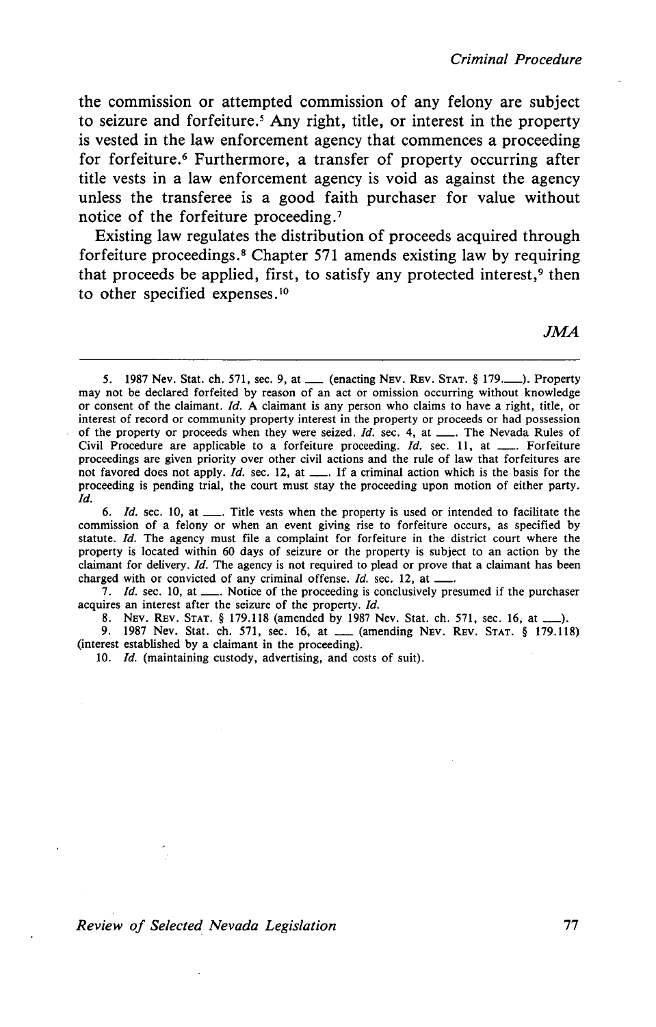the commission or attempted commission of any felony are subject to seizure and forfeiture.[5] Any right, title, or interest in the property is vested in the law enforcement agency that commences a proceeding for forfeiture.[6] Furthermore, a transfer of property occurring after title vests in a law enforcement agency is void as against the agency unless the transferee is a good faith purchaser for value without notice of the forfeiture proceeding.[7]

Existing law regulates the distribution of proceeds acquired through forfeiture proceedings.[8] Chapter 571 amends existing law by requiring that proceeds be applied, first, to satisfy any protected interest,[9] then to other specified expenses.[10]

*JMA*

---

5. 1987 Nev. Stat. ch. 571, sec. 9, at ___ (enacting NEV. REV. STAT. § 179.___). Property may not be declared forfeited by reason of an act or omission occurring without knowledge or consent of the claimant. *Id.* A claimant is any person who claims to have a right, title, or interest of record or community property interest in the property or proceeds or had possession of the property or proceeds when they were seized. *Id.* sec. 4, at ___. The Nevada Rules of Civil Procedure are applicable to a forfeiture proceeding. *Id.* sec. 11, at ___. Forfeiture proceedings are given priority over other civil actions and the rule of law that forfeitures are not favored does not apply. *Id.* sec. 12, at ___. If a criminal action which is the basis for the proceeding is pending trial, the court must stay the proceeding upon motion of either party. *Id.*

6. *Id.* sec. 10, at ___. Title vests when the property is used or intended to facilitate the commission of a felony or when an event giving rise to forfeiture occurs, as specified by statute. *Id.* The agency must file a complaint for forfeiture in the district court where the property is located within 60 days of seizure or the property is subject to an action by the claimant for delivery. *Id.* The agency is not required to plead or prove that a claimant has been charged with or convicted of any criminal offense. *Id.* sec. 12, at ___.

7. *Id.* sec. 10, at ___. Notice of the proceeding is conclusively presumed if the purchaser acquires an interest after the seizure of the property. *Id.*

8. NEV. REV. STAT. § 179.118 (amended by 1987 Nev. Stat. ch. 571, sec. 16, at ___).

9. 1987 Nev. Stat. ch. 571, sec. 16, at ___ (amending NEV. REV. STAT. § 179.118) (interest established by a claimant in the proceeding).

10. *Id.* (maintaining custody, advertising, and costs of suit).